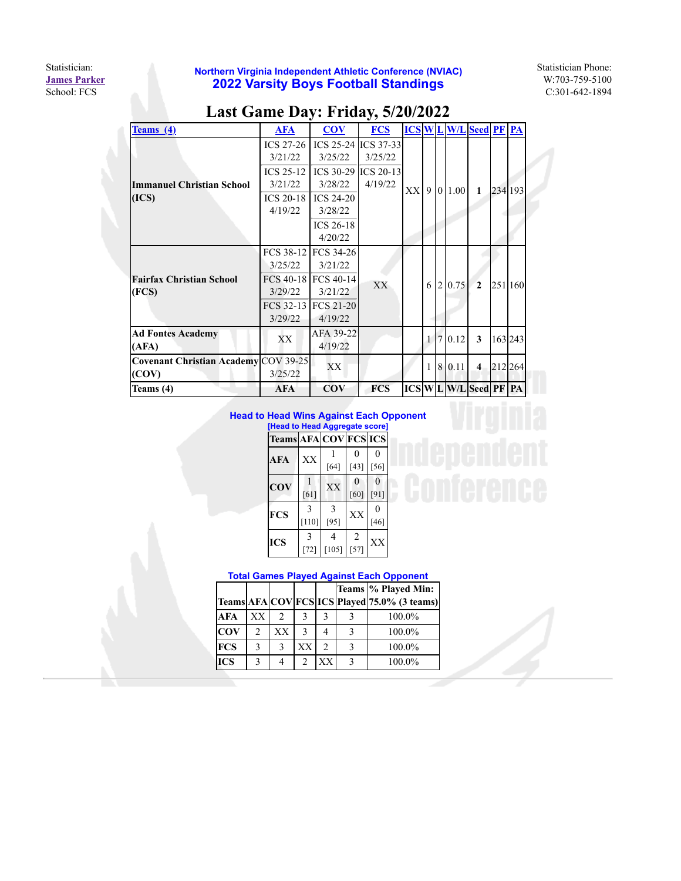Statistician: **James Parker**
School: FCS

**Northern Virginia Independent Athletic Conference (NVIAC)**
**2022 Varsity Boys Football Standings**

Statistician Phone:
W:703-759-5100
C:301-642-1894

# Last Game Day: Friday, 5/20/2022

| Teams (4) | AFA | COV | FCS | ICS | W | L | W/L | Seed | PF | PA |
|---|---|---|---|---|---|---|---|---|---|---|
| **Immanuel Christian School (ICS)** | ICS 27-26 3/21/22<br>ICS 25-12 3/21/22<br>ICS 20-18 4/19/22 | ICS 25-24 3/25/22<br>ICS 30-29 3/28/22<br>ICS 24-20 3/28/22<br>ICS 26-18 4/20/22 | ICS 37-33 3/25/22<br>ICS 20-13 4/19/22 | XX | 9 | 0 | 1.00 | **1** | 234 | 193 |
| **Fairfax Christian School (FCS)** | FCS 38-12 3/25/22<br>FCS 40-18 3/29/22<br>FCS 32-13 3/29/22 | FCS 34-26 3/21/22<br>FCS 40-14 3/21/22<br>FCS 21-20 4/19/22 | XX | | 6 | 2 | 0.75 | **2** | 251 | 160 |
| **Ad Fontes Academy (AFA)** | XX | AFA 39-22 4/19/22 | | | 1 | 7 | 0.12 | **3** | 163 | 243 |
| **Covenant Christian Academy (COV)** | COV 39-25 3/25/22 | XX | | | 1 | 8 | 0.11 | **4** | 212 | 264 |
| **Teams (4)** | **AFA** | **COV** | **FCS** | **ICS** | **W** | **L** | **W/L** | **Seed** | **PF** | **PA** |

**Head to Head Wins Against Each Opponent**
**[Head to Head Aggregate score]**

| Teams | AFA | COV | FCS | ICS |
|---|---|---|---|---|
| **AFA** | XX | 1 [64] | 0 [43] | 0 [56] |
| **COV** | 1 [61] | XX | 0 [60] | 0 [91] |
| **FCS** | 3 [110] | 3 [95] | XX | 0 [46] |
| **ICS** | 3 [72] | 4 [105] | 2 [57] | XX |

**Total Games Played Against Each Opponent**

| Teams | AFA | COV | FCS | ICS | Teams Played | % Played Min: 75.0% (3 teams) |
|---|---|---|---|---|---|---|
| **AFA** | XX | 2 | 3 | 3 | 3 | 100.0% |
| **COV** | 2 | XX | 3 | 4 | 3 | 100.0% |
| **FCS** | 3 | 3 | XX | 2 | 3 | 100.0% |
| **ICS** | 3 | 4 | 2 | XX | 3 | 100.0% |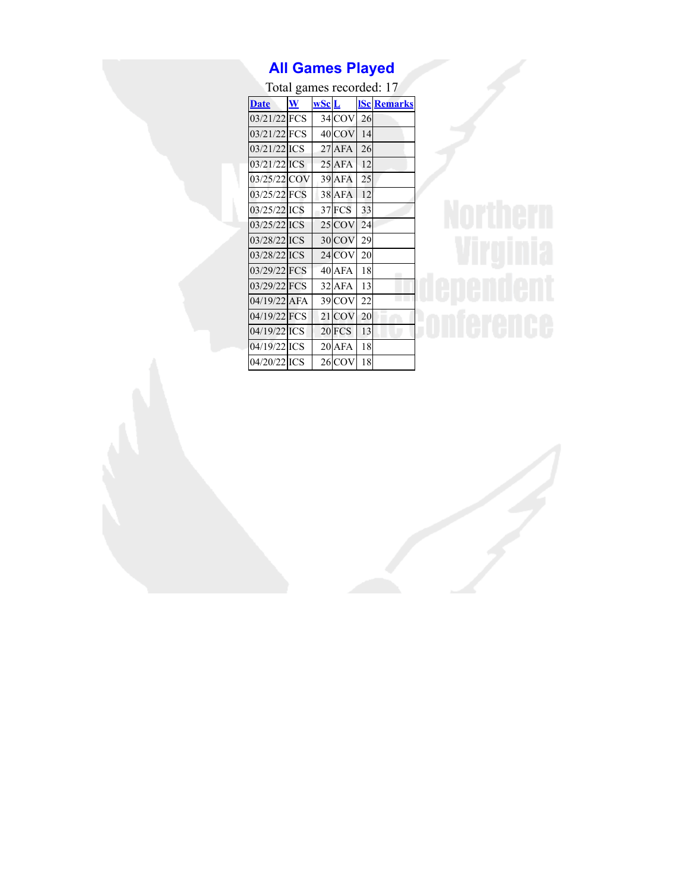## All Games Played

Total games recorded: 17

| Date | W | wSc | L | lSc | Remarks |
|---|---|---|---|---|---|
| 03/21/22 | FCS | 34 | COV | 26 | |
| 03/21/22 | FCS | 40 | COV | 14 | |
| 03/21/22 | ICS | 27 | AFA | 26 | |
| 03/21/22 | ICS | 25 | AFA | 12 | |
| 03/25/22 | COV | 39 | AFA | 25 | |
| 03/25/22 | FCS | 38 | AFA | 12 | |
| 03/25/22 | ICS | 37 | FCS | 33 | |
| 03/25/22 | ICS | 25 | COV | 24 | |
| 03/28/22 | ICS | 30 | COV | 29 | |
| 03/28/22 | ICS | 24 | COV | 20 | |
| 03/29/22 | FCS | 40 | AFA | 18 | |
| 03/29/22 | FCS | 32 | AFA | 13 | |
| 04/19/22 | AFA | 39 | COV | 22 | |
| 04/19/22 | FCS | 21 | COV | 20 | |
| 04/19/22 | ICS | 20 | FCS | 13 | |
| 04/19/22 | ICS | 20 | AFA | 18 | |
| 04/20/22 | ICS | 26 | COV | 18 | |